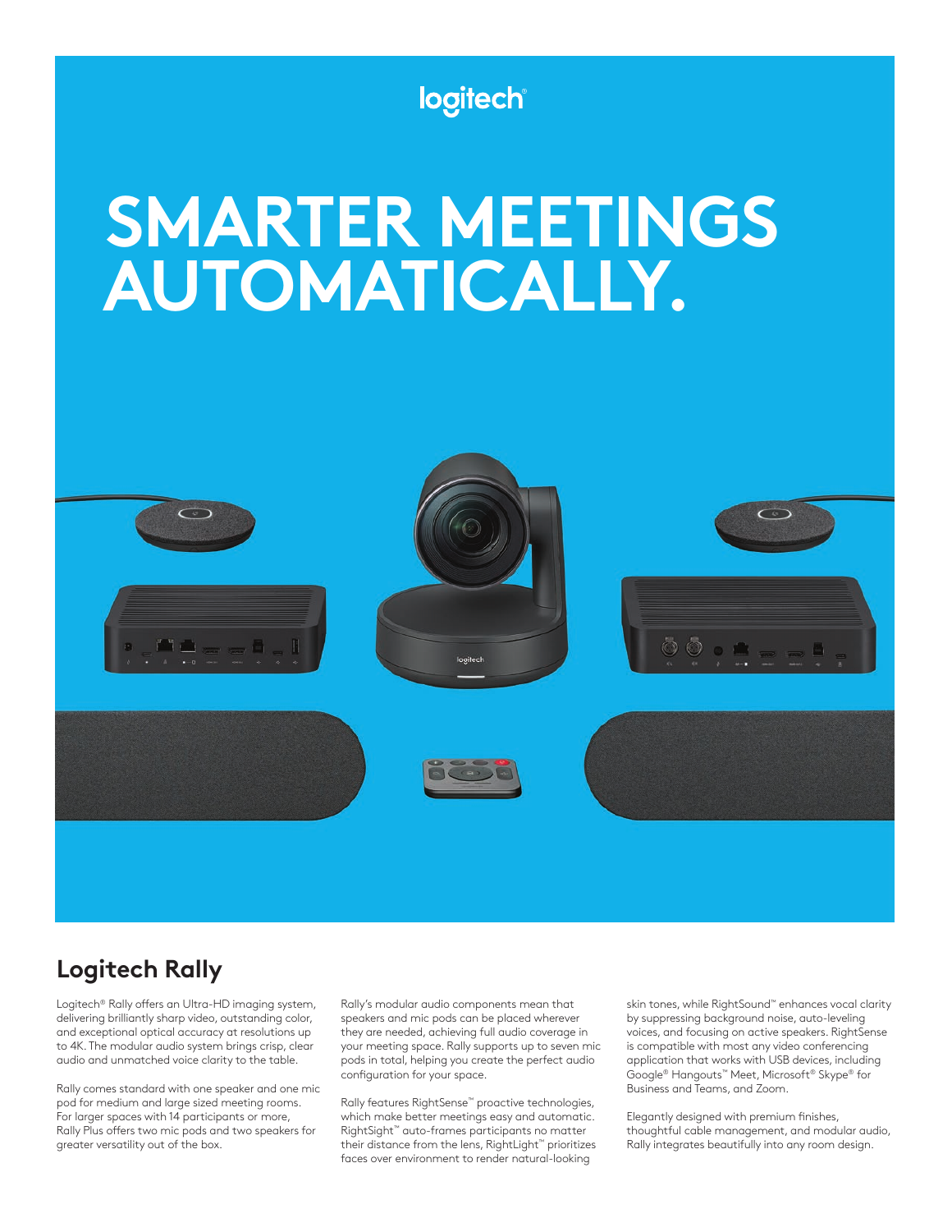logitech®

# SMARTER MEETINGS AUTOMATICALLY.

## Logitech Rally

Logitech® Rally offers an Ultra-HD imaging system, delivering brilliantly sharp video, outstanding color, and exceptional optical accuracy at resolutions up to 4K. The modular audio system brings crisp, clear audio and unmatched voice clarity to the table.

Rally comes standard with one speaker and one mic pod for medium and large sized meeting rooms. For larger spaces with 14 participants or more, Rally Plus offers two mic pods and two speakers for greater versatility out of the box.

Rally's modular audio components mean that speakers and mic pods can be placed wherever they are needed, achieving full audio coverage in your meeting space. Rally supports up to seven mic pods in total, helping you create the perfect audio configuration for your space.

Rally features RightSense™ proactive technologies, which make better meetings easy and automatic. RightSight™ auto-frames participants no matter their distance from the lens, RightLight™ prioritizes faces over environment to render natural-looking skin tones, while RightSound™ enhances vocal clarity by suppressing background noise, auto-leveling voices, and focusing on active speakers. RightSense is compatible with most any video conferencing application that works with USB devices, including Google® Hangouts™ Meet, Microsoft® Skype® for Business and Teams, and Zoom.

Elegantly designed with premium finishes, thoughtful cable management, and modular audio, Rally integrates beautifully into any room design.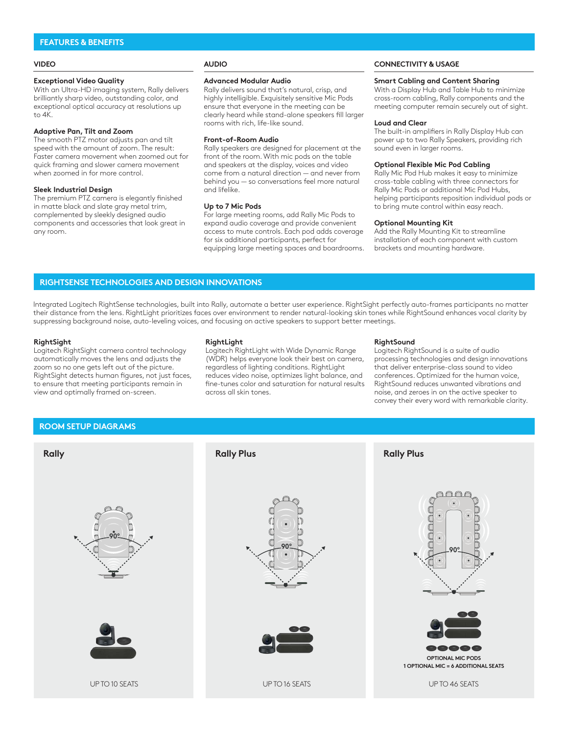## FEATURES & BENEFITS

### VIDEO

**Exceptional Video Quality**
With an Ultra-HD imaging system, Rally delivers brilliantly sharp video, outstanding color, and exceptional optical accuracy at resolutions up to 4K.

**Adaptive Pan, Tilt and Zoom**
The smooth PTZ motor adjusts pan and tilt speed with the amount of zoom. The result: Faster camera movement when zoomed out for quick framing and slower camera movement when zoomed in for more control.

**Sleek Industrial Design**
The premium PTZ camera is elegantly finished in matte black and slate gray metal trim, complemented by sleekly designed audio components and accessories that look great in any room.

### AUDIO

**Advanced Modular Audio**
Rally delivers sound that's natural, crisp, and highly intelligible. Exquisitely sensitive Mic Pods ensure that everyone in the meeting can be clearly heard while stand-alone speakers fill larger rooms with rich, life-like sound.

**Front-of-Room Audio**
Rally speakers are designed for placement at the front of the room. With mic pods on the table and speakers at the display, voices and video come from a natural direction — and never from behind you — so conversations feel more natural and lifelike.

**Up to 7 Mic Pods**
For large meeting rooms, add Rally Mic Pods to expand audio coverage and provide convenient access to mute controls. Each pod adds coverage for six additional participants, perfect for equipping large meeting spaces and boardrooms.

### CONNECTIVITY & USAGE

**Smart Cabling and Content Sharing**
With a Display Hub and Table Hub to minimize cross-room cabling, Rally components and the meeting computer remain securely out of sight.

**Loud and Clear**
The built-in amplifiers in Rally Display Hub can power up to two Rally Speakers, providing rich sound even in larger rooms.

**Optional Flexible Mic Pod Cabling**
Rally Mic Pod Hub makes it easy to minimize cross-table cabling with three connectors for Rally Mic Pods or additional Mic Pod Hubs, helping participants reposition individual pods or to bring mute control within easy reach.

**Optional Mounting Kit**
Add the Rally Mounting Kit to streamline installation of each component with custom brackets and mounting hardware.

## RIGHTSENSE TECHNOLOGIES AND DESIGN INNOVATIONS

Integrated Logitech RightSense technologies, built into Rally, automate a better user experience. RightSight perfectly auto-frames participants no matter their distance from the lens. RightLight prioritizes faces over environment to render natural-looking skin tones while RightSound enhances vocal clarity by suppressing background noise, auto-leveling voices, and focusing on active speakers to support better meetings.

**RightSight**
Logitech RightSight camera control technology automatically moves the lens and adjusts the zoom so no one gets left out of the picture. RightSight detects human figures, not just faces, to ensure that meeting participants remain in view and optimally framed on-screen.

**RightLight**
Logitech RightLight with Wide Dynamic Range (WDR) helps everyone look their best on camera, regardless of lighting conditions. RightLight reduces video noise, optimizes light balance, and fine-tunes color and saturation for natural results across all skin tones.

**RightSound**
Logitech RightSound is a suite of audio processing technologies and design innovations that deliver enterprise-class sound to video conferences. Optimized for the human voice, RightSound reduces unwanted vibrations and noise, and zeroes in on the active speaker to convey their every word with remarkable clarity.

## ROOM SETUP DIAGRAMS

**Rally**

90°

UP TO 10 SEATS

**Rally Plus**

90°

UP TO 16 SEATS

**Rally Plus**

90°

OPTIONAL MIC PODS
1 OPTIONAL MIC = 6 ADDITIONAL SEATS

UP TO 46 SEATS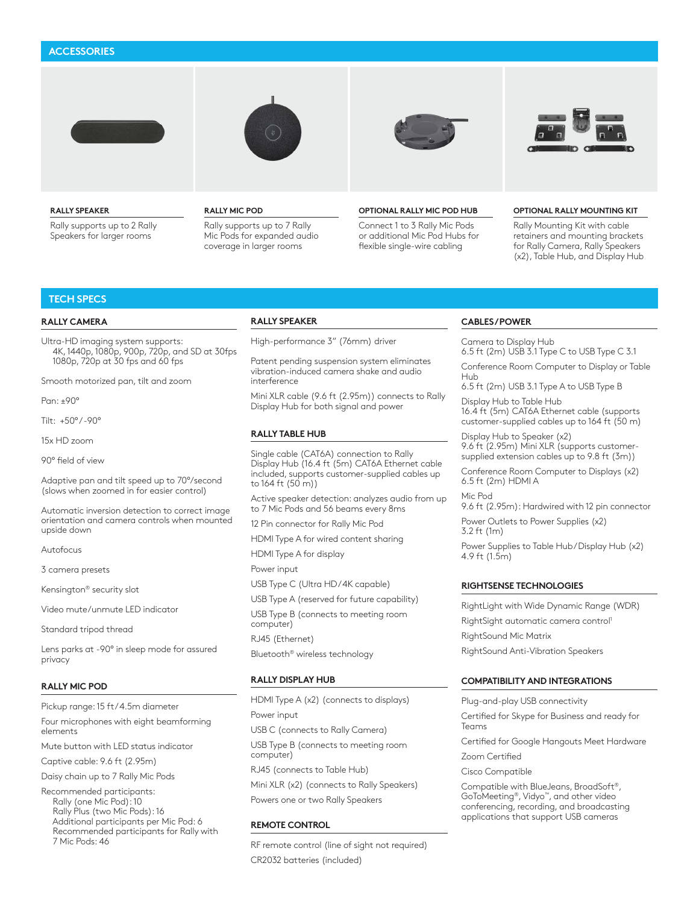## ACCESSORIES

### RALLY SPEAKER

Rally supports up to 2 Rally Speakers for larger rooms

### RALLY MIC POD

Rally supports up to 7 Rally Mic Pods for expanded audio coverage in larger rooms

### OPTIONAL RALLY MIC POD HUB

Connect 1 to 3 Rally Mic Pods or additional Mic Pod Hubs for flexible single-wire cabling

### OPTIONAL RALLY MOUNTING KIT

Rally Mounting Kit with cable retainers and mounting brackets for Rally Camera, Rally Speakers (x2), Table Hub, and Display Hub

## TECH SPECS

### RALLY CAMERA

Ultra-HD imaging system supports:
- 4K, 1440p, 1080p, 900p, 720p, and SD at 30fps
- 1080p, 720p at 30 fps and 60 fps

Smooth motorized pan, tilt and zoom

Pan: ±90°

Tilt: +50°/-90°

15x HD zoom

90° field of view

Adaptive pan and tilt speed up to 70°/second (slows when zoomed in for easier control)

Automatic inversion detection to correct image orientation and camera controls when mounted upside down

Autofocus

3 camera presets

Kensington® security slot

Video mute/unmute LED indicator

Standard tripod thread

Lens parks at -90° in sleep mode for assured privacy

### RALLY MIC POD

Pickup range: 15 ft/4.5m diameter

Four microphones with eight beamforming elements

Mute button with LED status indicator

Captive cable: 9.6 ft (2.95m)

Daisy chain up to 7 Rally Mic Pods

Recommended participants:
- Rally (one Mic Pod): 10
- Rally Plus (two Mic Pods): 16
- Additional participants per Mic Pod: 6
- Recommended participants for Rally with 7 Mic Pods: 46

### RALLY SPEAKER

High-performance 3" (76mm) driver

Patent pending suspension system eliminates vibration-induced camera shake and audio interference

Mini XLR cable (9.6 ft (2.95m)) connects to Rally Display Hub for both signal and power

### RALLY TABLE HUB

Single cable (CAT6A) connection to Rally Display Hub (16.4 ft (5m) CAT6A Ethernet cable included, supports customer-supplied cables up to 164 ft (50 m))

Active speaker detection: analyzes audio from up to 7 Mic Pods and 56 beams every 8ms

12 Pin connector for Rally Mic Pod

HDMI Type A for wired content sharing

HDMI Type A for display

Power input

USB Type C (Ultra HD/4K capable)

USB Type A (reserved for future capability)

USB Type B (connects to meeting room computer)

RJ45 (Ethernet)

Bluetooth® wireless technology

### RALLY DISPLAY HUB

HDMI Type A (x2) (connects to displays)

Power input

USB C (connects to Rally Camera)

USB Type B (connects to meeting room computer)

RJ45 (connects to Table Hub)

Mini XLR (x2) (connects to Rally Speakers)

Powers one or two Rally Speakers

### REMOTE CONTROL

RF remote control (line of sight not required)

CR2032 batteries (included)

### CABLES/POWER

Camera to Display Hub
6.5 ft (2m) USB 3.1 Type C to USB Type C 3.1

Conference Room Computer to Display or Table Hub
6.5 ft (2m) USB 3.1 Type A to USB Type B

Display Hub to Table Hub
16.4 ft (5m) CAT6A Ethernet cable (supports customer-supplied cables up to 164 ft (50 m)

Display Hub to Speaker (x2)
9.6 ft (2.95m) Mini XLR (supports customer-supplied extension cables up to 9.8 ft (3m))

Conference Room Computer to Displays (x2)
6.5 ft (2m) HDMI A

Mic Pod
9.6 ft (2.95m): Hardwired with 12 pin connector

Power Outlets to Power Supplies (x2)
3.2 ft (1m)

Power Supplies to Table Hub/Display Hub (x2)
4.9 ft (1.5m)

### RIGHTSENSE TECHNOLOGIES

RightLight with Wide Dynamic Range (WDR)

RightSight automatic camera control[1]

RightSound Mic Matrix

RightSound Anti-Vibration Speakers

### COMPATIBILITY AND INTEGRATIONS

Plug-and-play USB connectivity

Certified for Skype for Business and ready for Teams

Certified for Google Hangouts Meet Hardware

Zoom Certified

Cisco Compatible

Compatible with BlueJeans, BroadSoft®, GoToMeeting®, Vidyo™, and other video conferencing, recording, and broadcasting applications that support USB cameras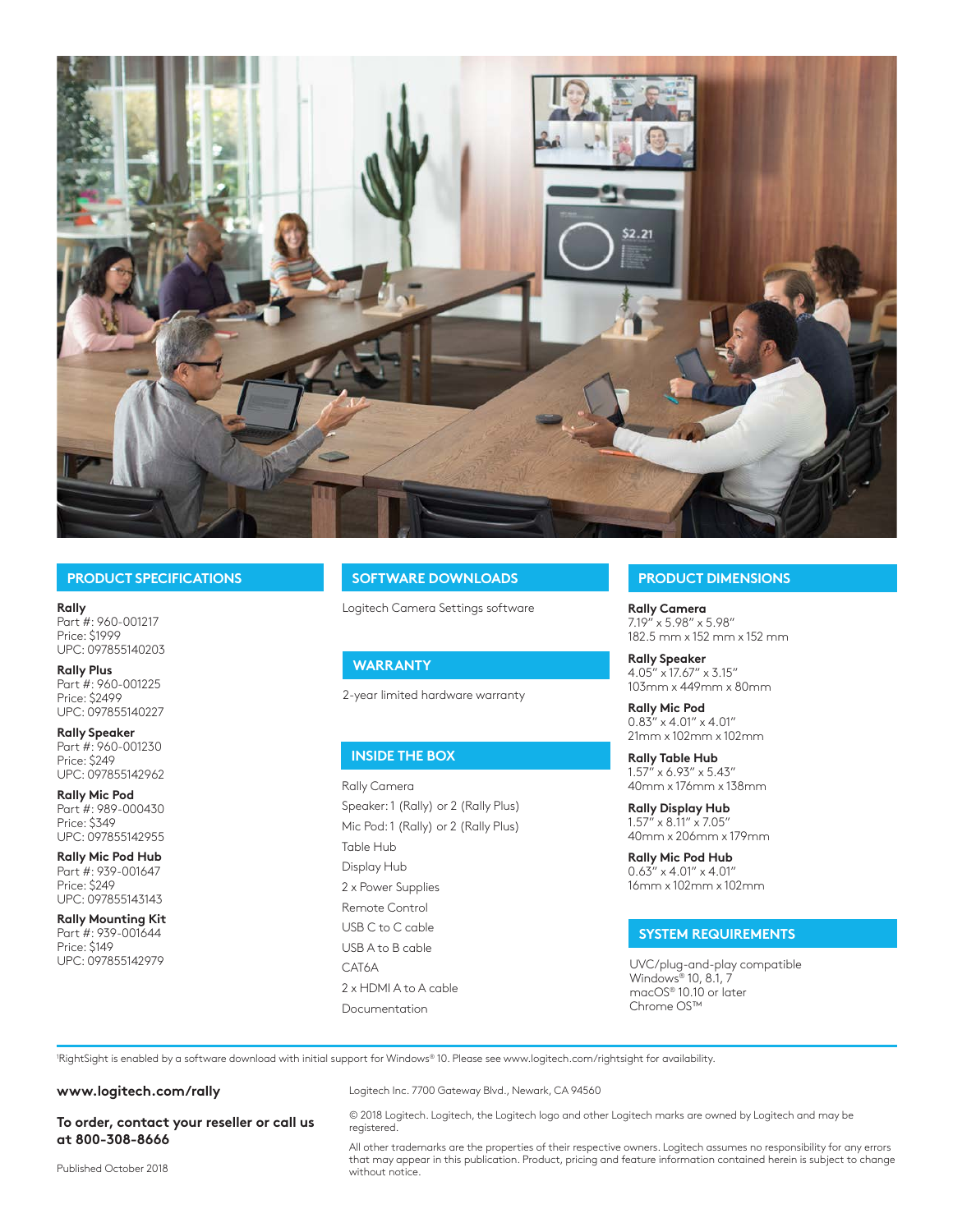## PRODUCT SPECIFICATIONS

**Rally**
Part #: 960-001217
Price: $1999
UPC: 097855140203

**Rally Plus**
Part #: 960-001225
Price: $2499
UPC: 097855140227

**Rally Speaker**
Part #: 960-001230
Price: $249
UPC: 097855142962

**Rally Mic Pod**
Part #: 989-000430
Price: $349
UPC: 097855142955

**Rally Mic Pod Hub**
Part #: 939-001647
Price: $249
UPC: 097855143143

**Rally Mounting Kit**
Part #: 939-001644
Price: $149
UPC: 097855142979

## SOFTWARE DOWNLOADS

Logitech Camera Settings software

## WARRANTY

2-year limited hardware warranty

## INSIDE THE BOX

Rally Camera
Speaker: 1 (Rally) or 2 (Rally Plus)
Mic Pod: 1 (Rally) or 2 (Rally Plus)
Table Hub
Display Hub
2 x Power Supplies
Remote Control
USB C to C cable
USB A to B cable
CAT6A
2 x HDMI A to A cable
Documentation

## PRODUCT DIMENSIONS

**Rally Camera**
7.19" x 5.98" x 5.98"
182.5 mm x 152 mm x 152 mm

**Rally Speaker**
4.05" x 17.67" x 3.15"
103mm x 449mm x 80mm

**Rally Mic Pod**
0.83" x 4.01" x 4.01"
21mm x 102mm x 102mm

**Rally Table Hub**
1.57" x 6.93" x 5.43"
40mm x 176mm x 138mm

**Rally Display Hub**
1.57" x 8.11" x 7.05"
40mm x 206mm x 179mm

**Rally Mic Pod Hub**
0.63" x 4.01" x 4.01"
16mm x 102mm x 102mm

## SYSTEM REQUIREMENTS

UVC/plug-and-play compatible
Windows® 10, 8.1, 7
macOS® 10.10 or later
Chrome OS™

[1]RightSight is enabled by a software download with initial support for Windows® 10. Please see www.logitech.com/rightsight for availability.

**www.logitech.com/rally**

**To order, contact your reseller or call us at 800-308-8666**

Published October 2018

Logitech Inc. 7700 Gateway Blvd., Newark, CA 94560

© 2018 Logitech. Logitech, the Logitech logo and other Logitech marks are owned by Logitech and may be registered.

All other trademarks are the properties of their respective owners. Logitech assumes no responsibility for any errors that may appear in this publication. Product, pricing and feature information contained herein is subject to change without notice.